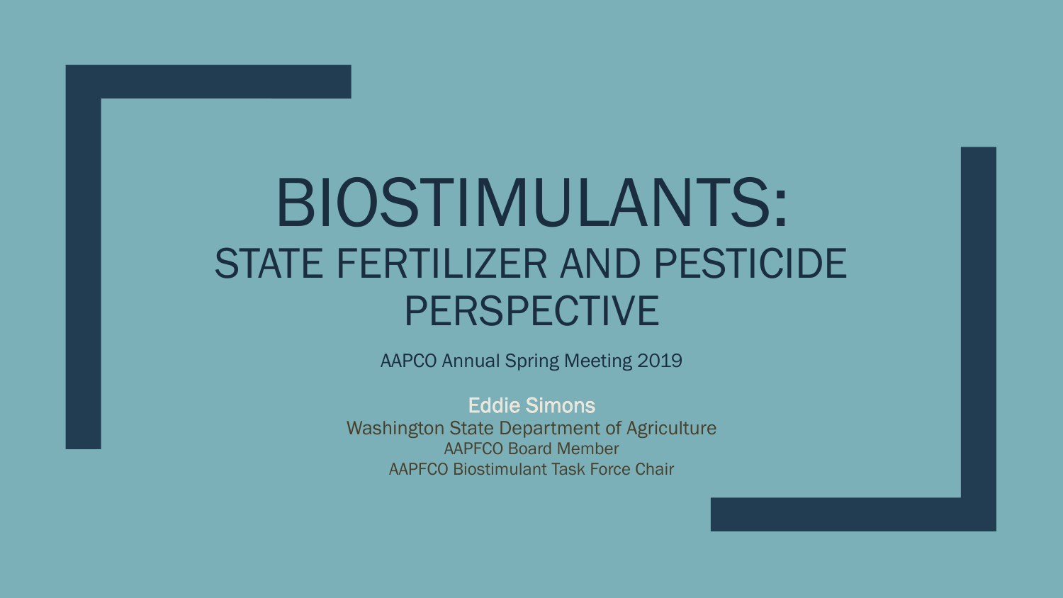# BIOSTIMULANTS:
## STATE FERTILIZER AND PESTICIDE PERSPECTIVE

AAPCO Annual Spring Meeting 2019

**Eddie Simons**
Washington State Department of Agriculture
AAPFCO Board Member
AAPFCO Biostimulant Task Force Chair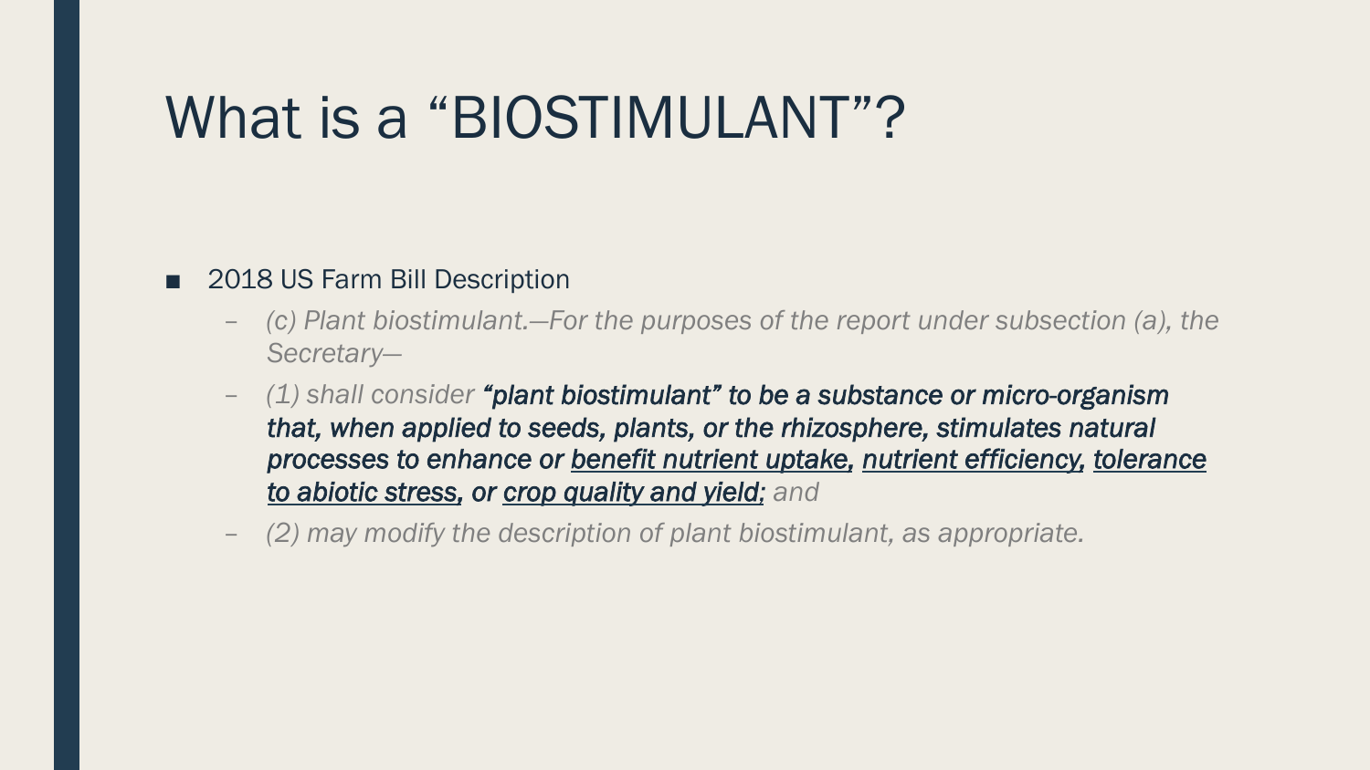# What is a “BIOSTIMULANT”?

- 2018 US Farm Bill Description
  - *(c) Plant biostimulant.—For the purposes of the report under subsection (a), the Secretary—*
  - *(1) shall consider* ***“plant biostimulant” to be a substance or micro-organism that, when applied to seeds, plants, or the rhizosphere, stimulates natural processes to enhance or <u>benefit nutrient uptake</u>, <u>nutrient efficiency</u>, <u>tolerance to abiotic stress</u>, or <u>crop quality and yield</u>;*** *and*
  - *(2) may modify the description of plant biostimulant, as appropriate.*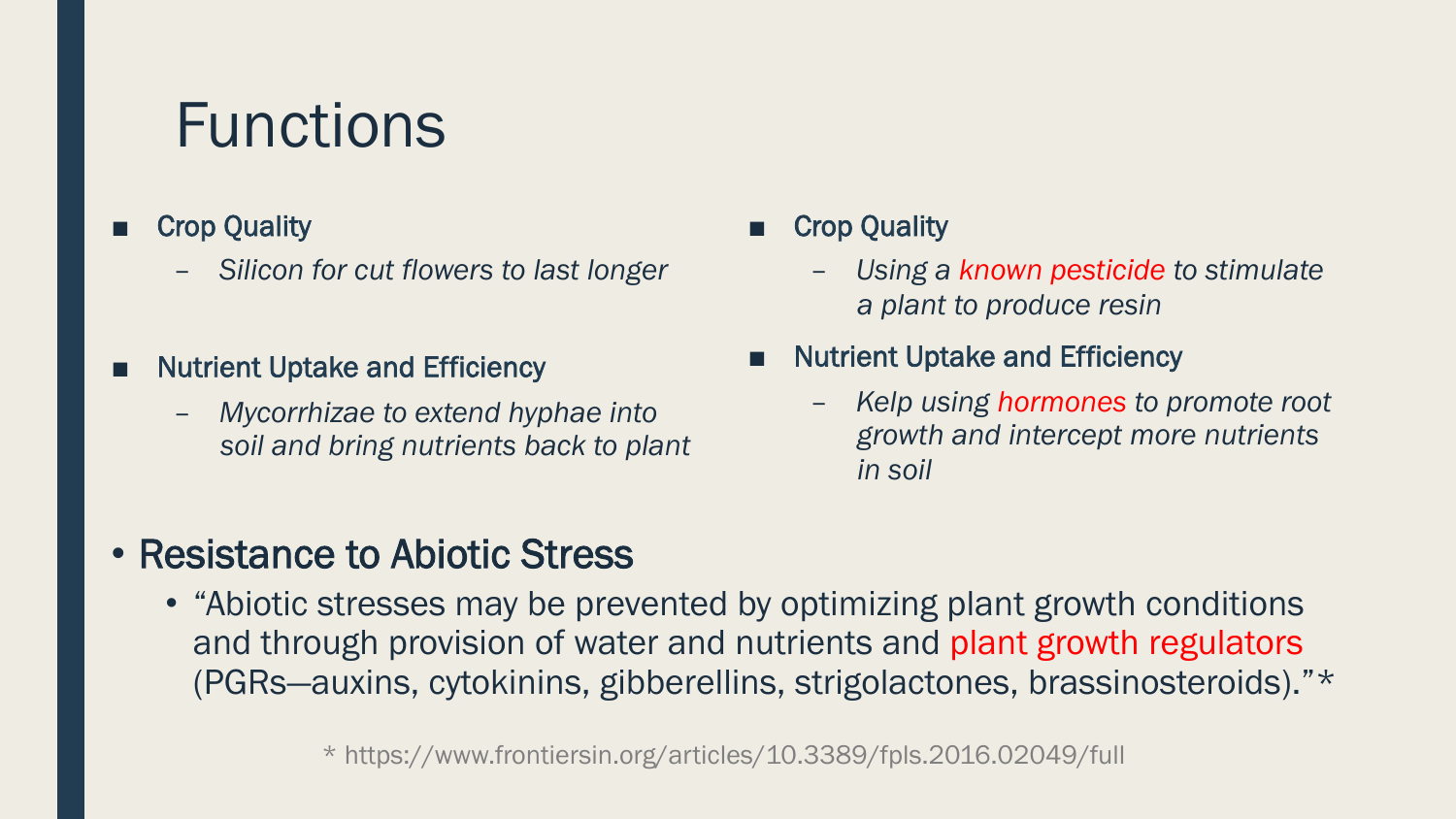# Functions

- **Crop Quality**
  - *Silicon for cut flowers to last longer*
- **Nutrient Uptake and Efficiency**
  - *Mycorrhizae to extend hyphae into soil and bring nutrients back to plant*

- **Crop Quality**
  - *Using a known pesticide to stimulate a plant to produce resin*
- **Nutrient Uptake and Efficiency**
  - *Kelp using hormones to promote root growth and intercept more nutrients in soil*

- Resistance to Abiotic Stress
  - "Abiotic stresses may be prevented by optimizing plant growth conditions and through provision of water and nutrients and plant growth regulators (PGRs—auxins, cytokinins, gibberellins, strigolactones, brassinosteroids)."*

* https://www.frontiersin.org/articles/10.3389/fpls.2016.02049/full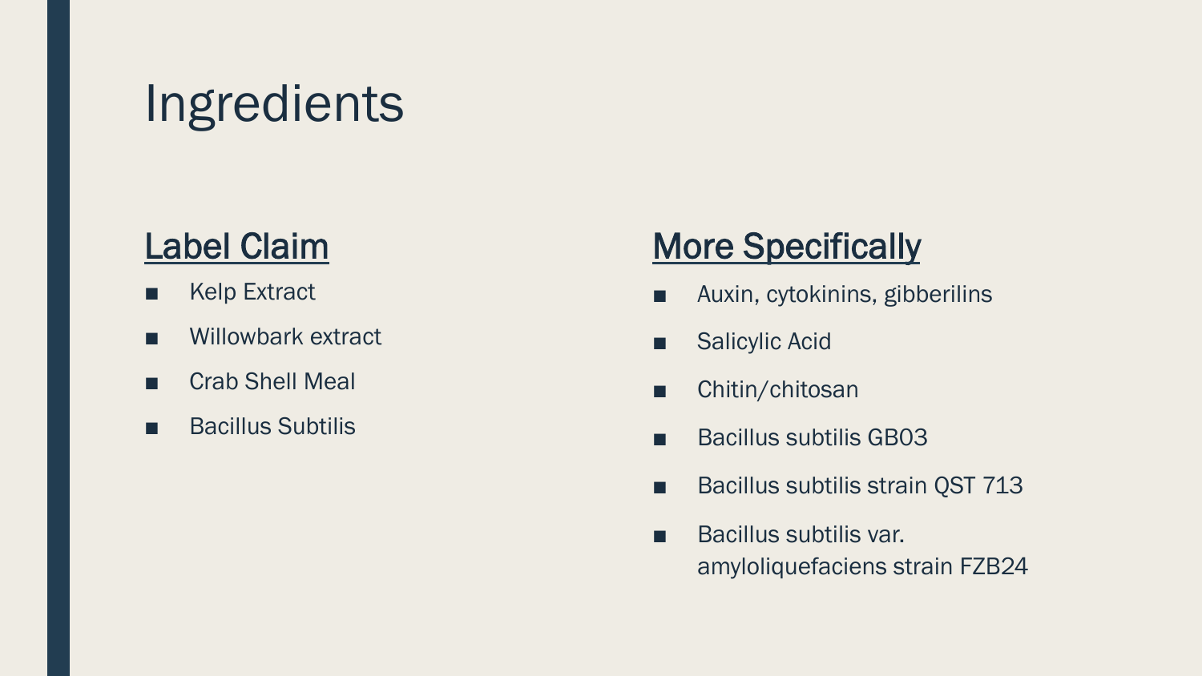# Ingredients

## Label Claim

- Kelp Extract
- Willowbark extract
- Crab Shell Meal
- Bacillus Subtilis

## More Specifically

- Auxin, cytokinins, gibberilins
- Salicylic Acid
- Chitin/chitosan
- Bacillus subtilis GB03
- Bacillus subtilis strain QST 713
- Bacillus subtilis var. amyloliquefaciens strain FZB24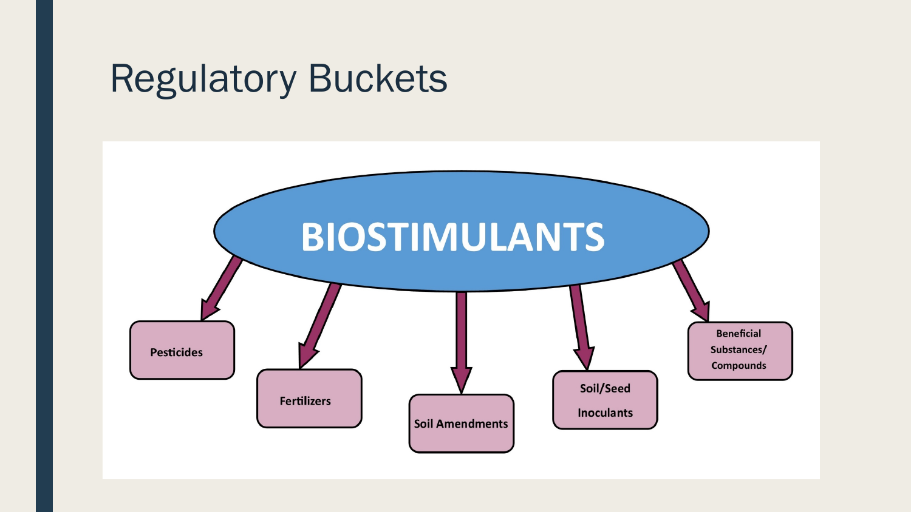# Regulatory Buckets

BIOSTIMULANTS

- Pesticides
- Fertilizers
- Soil Amendments
- Soil/Seed Inoculants
- Beneficial Substances/ Compounds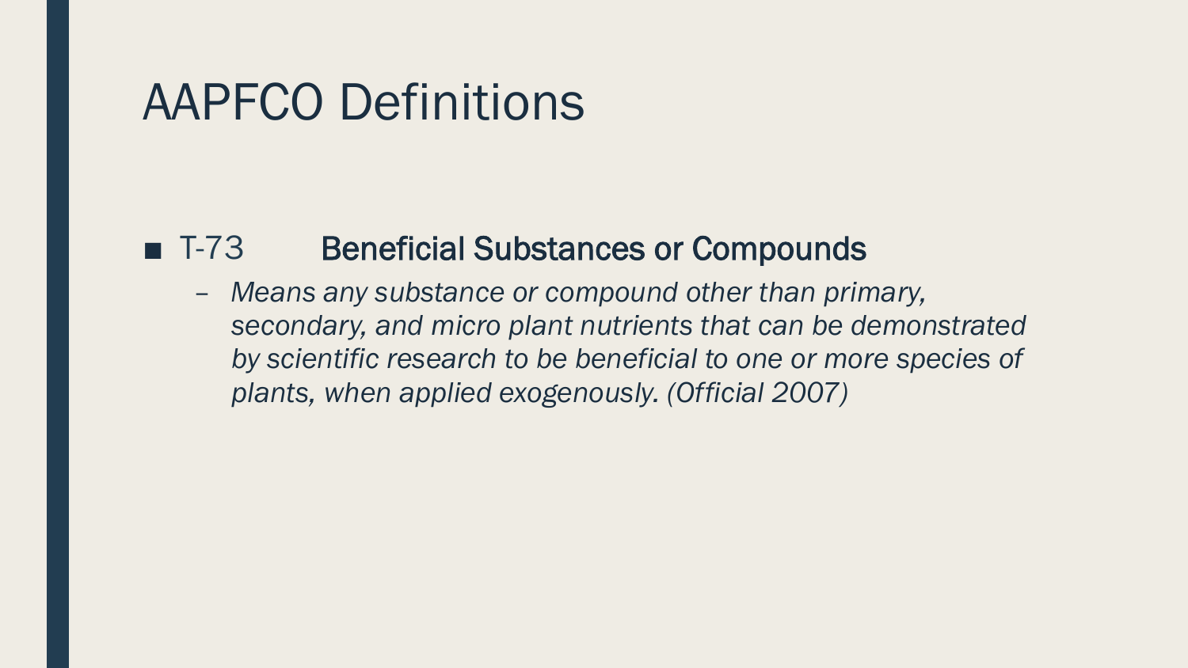# AAPFCO Definitions

- T-73 **Beneficial Substances or Compounds**
  - *Means any substance or compound other than primary, secondary, and micro plant nutrients that can be demonstrated by scientific research to be beneficial to one or more species of plants, when applied exogenously. (Official 2007)*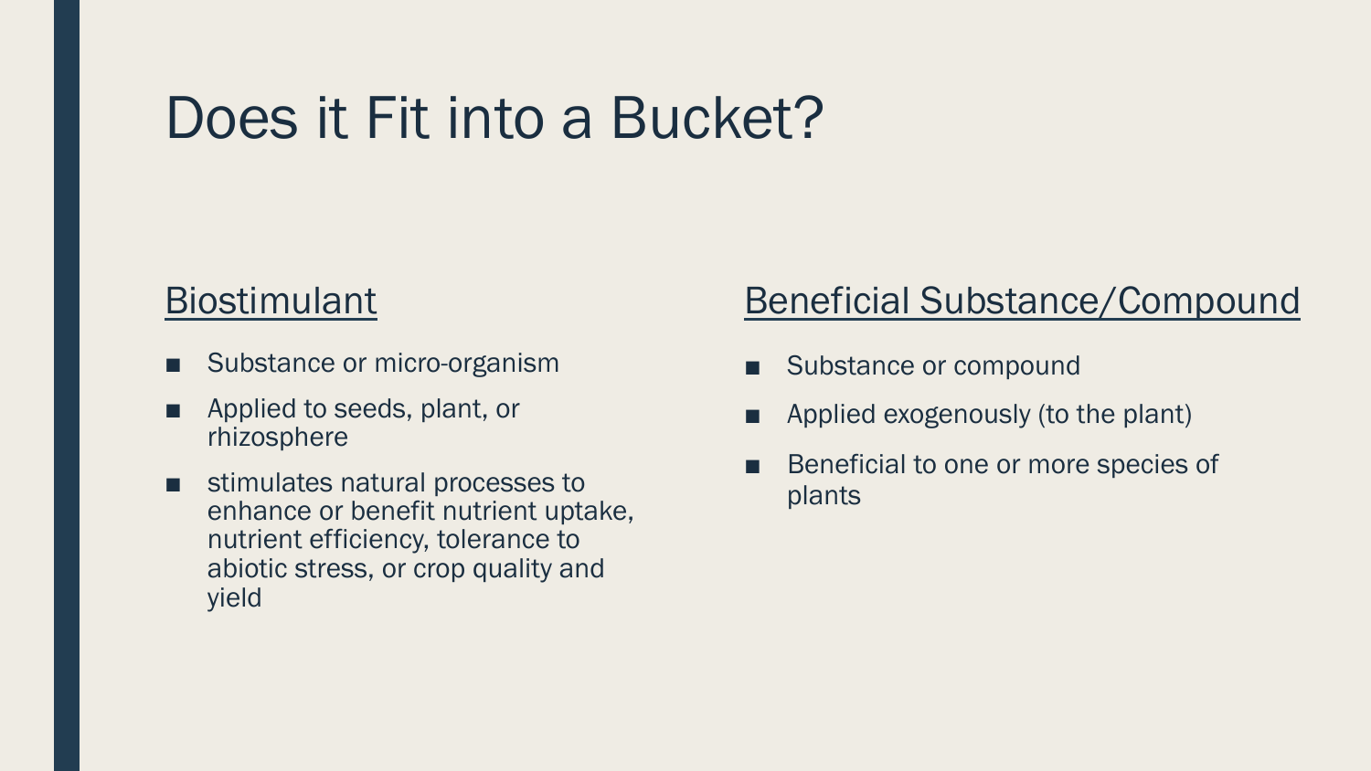# Does it Fit into a Bucket?

## Biostimulant

- Substance or micro-organism
- Applied to seeds, plant, or rhizosphere
- stimulates natural processes to enhance or benefit nutrient uptake, nutrient efficiency, tolerance to abiotic stress, or crop quality and yield

## Beneficial Substance/Compound

- Substance or compound
- Applied exogenously (to the plant)
- Beneficial to one or more species of plants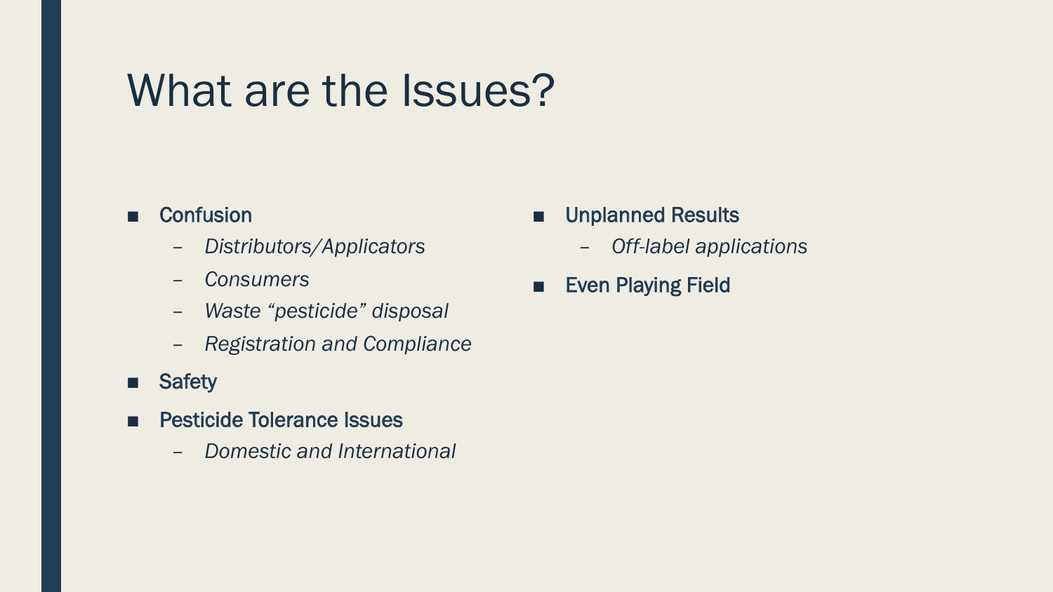# What are the Issues?

- Confusion
  - *Distributors/Applicators*
  - *Consumers*
  - *Waste "pesticide" disposal*
  - *Registration and Compliance*
- Safety
- Pesticide Tolerance Issues
  - *Domestic and International*
- Unplanned Results
  - *Off-label applications*
- Even Playing Field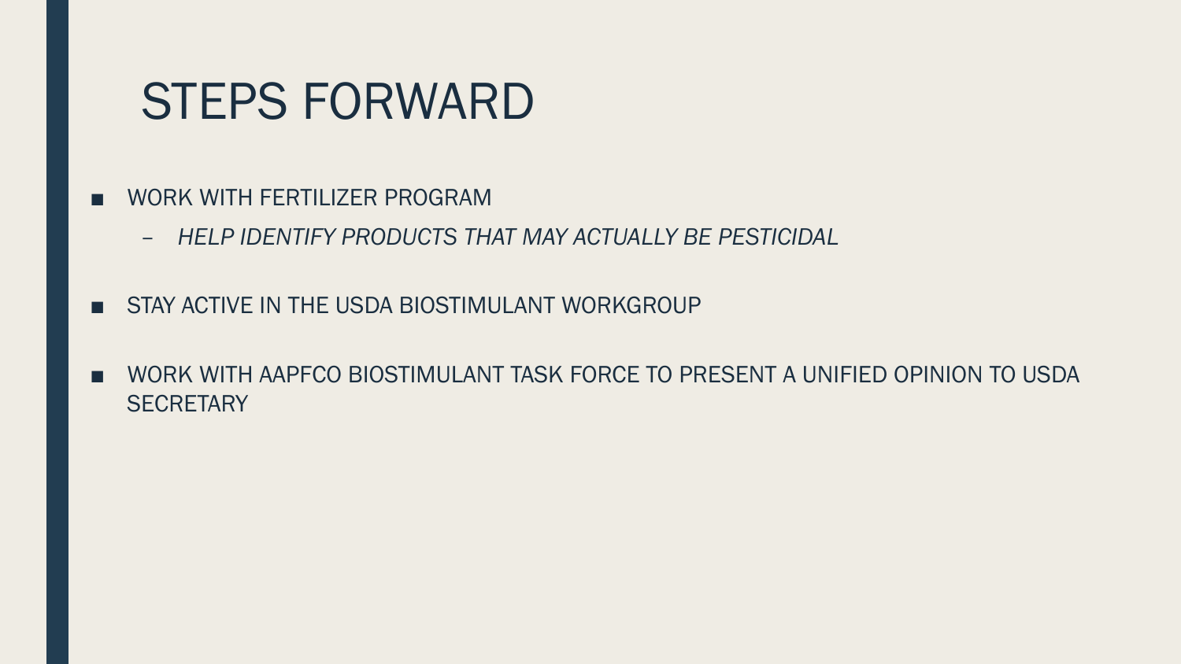# STEPS FORWARD

- WORK WITH FERTILIZER PROGRAM
  - *HELP IDENTIFY PRODUCTS THAT MAY ACTUALLY BE PESTICIDAL*
- STAY ACTIVE IN THE USDA BIOSTIMULANT WORKGROUP
- WORK WITH AAPFCO BIOSTIMULANT TASK FORCE TO PRESENT A UNIFIED OPINION TO USDA SECRETARY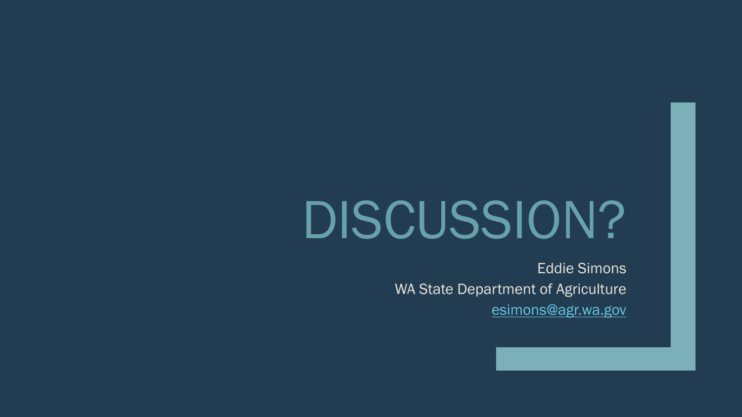# DISCUSSION?

Eddie Simons

WA State Department of Agriculture

esimons@agr.wa.gov